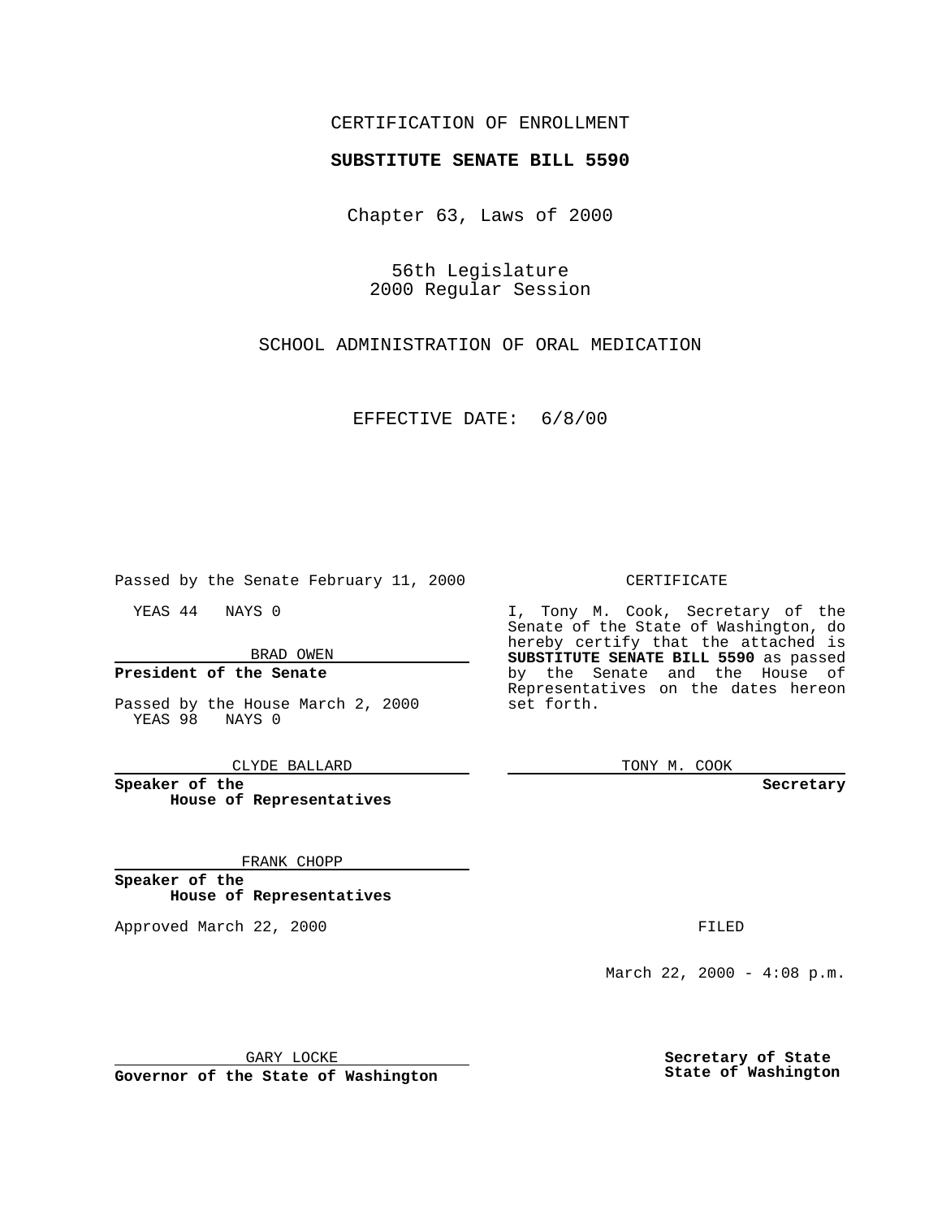CERTIFICATION OF ENROLLMENT

**SUBSTITUTE SENATE BILL 5590**

Chapter 63, Laws of 2000

56th Legislature
2000 Regular Session

SCHOOL ADMINISTRATION OF ORAL MEDICATION

EFFECTIVE DATE: 6/8/00

Passed by the Senate February 11, 2000

YEAS 44 NAYS 0

BRAD OWEN

**President of the Senate**

Passed by the House March 2, 2000
YEAS 98 NAYS 0

CLYDE BALLARD

**Speaker of the House of Representatives**

FRANK CHOPP

**Speaker of the House of Representatives**

Approved March 22, 2000

GARY LOCKE

**Governor of the State of Washington**

CERTIFICATE

I, Tony M. Cook, Secretary of the Senate of the State of Washington, do hereby certify that the attached is **SUBSTITUTE SENATE BILL 5590** as passed by the Senate and the House of Representatives on the dates hereon set forth.

TONY M. COOK

**Secretary**

FILED

March 22, 2000 - 4:08 p.m.

**Secretary of State
State of Washington**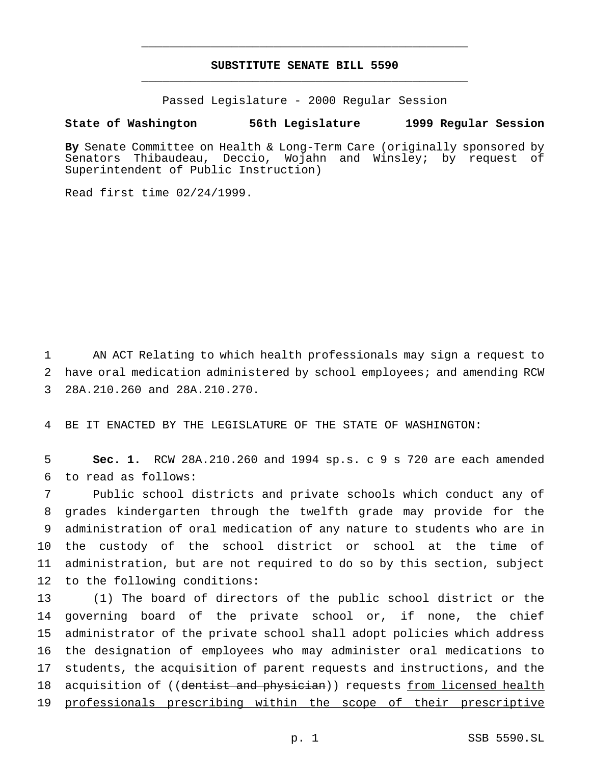**SUBSTITUTE SENATE BILL 5590**

Passed Legislature - 2000 Regular Session

**State of Washington 56th Legislature 1999 Regular Session**

**By** Senate Committee on Health & Long-Term Care (originally sponsored by Senators Thibaudeau, Deccio, Wojahn and Winsley; by request of Superintendent of Public Instruction)

Read first time 02/24/1999.

1 AN ACT Relating to which health professionals may sign a request to
2 have oral medication administered by school employees; and amending RCW
3 28A.210.260 and 28A.210.270.

4 BE IT ENACTED BY THE LEGISLATURE OF THE STATE OF WASHINGTON:

5 **Sec. 1.** RCW 28A.210.260 and 1994 sp.s. c 9 s 720 are each amended
6 to read as follows:

7 Public school districts and private schools which conduct any of
8 grades kindergarten through the twelfth grade may provide for the
9 administration of oral medication of any nature to students who are in
10 the custody of the school district or school at the time of
11 administration, but are not required to do so by this section, subject
12 to the following conditions:

13 (1) The board of directors of the public school district or the
14 governing board of the private school or, if none, the chief
15 administrator of the private school shall adopt policies which address
16 the designation of employees who may administer oral medications to
17 students, the acquisition of parent requests and instructions, and the
18 acquisition of ((~~dentist and physician~~)) requests <u>from licensed health</u>
19 <u>professionals prescribing within the scope of their prescriptive</u>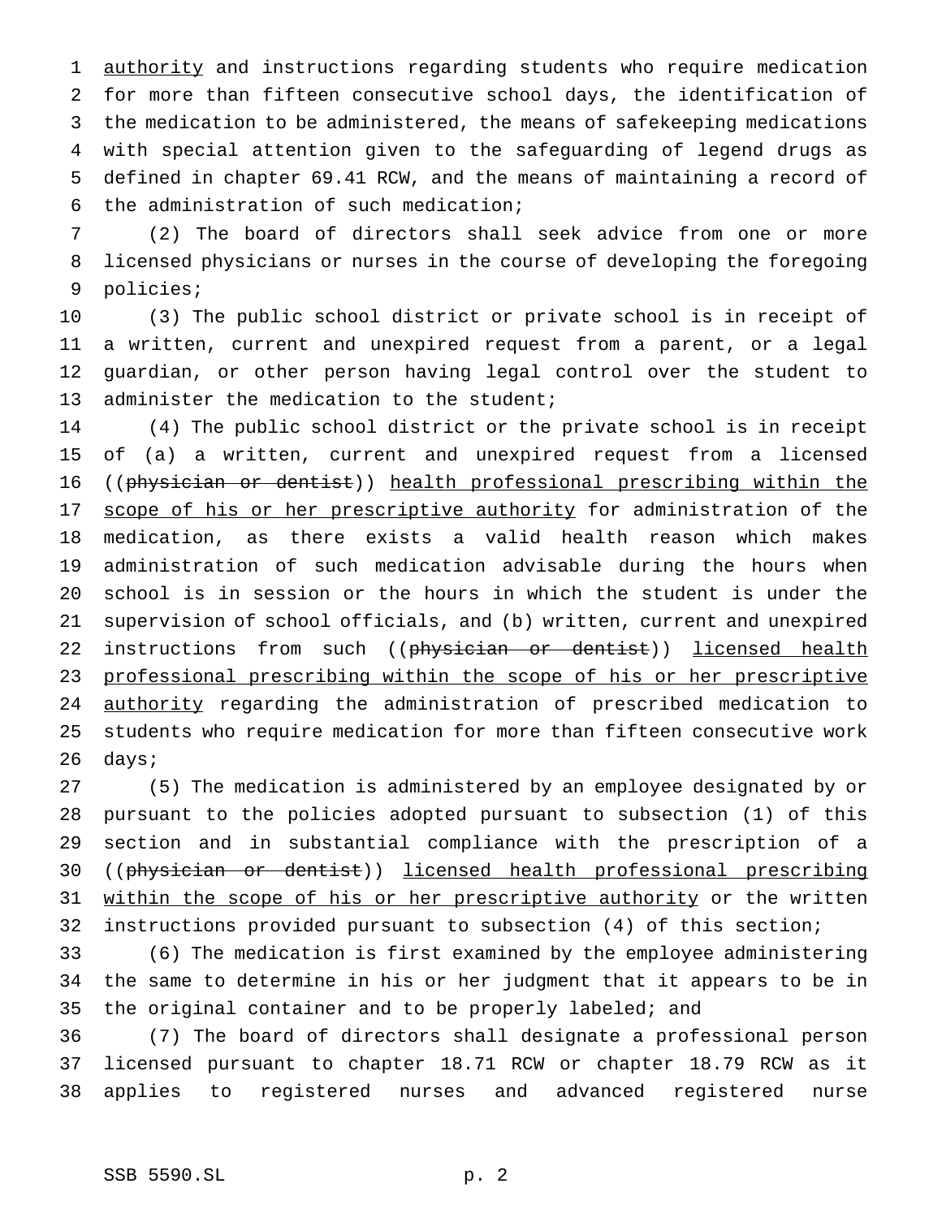authority and instructions regarding students who require medication for more than fifteen consecutive school days, the identification of the medication to be administered, the means of safekeeping medications with special attention given to the safeguarding of legend drugs as defined in chapter 69.41 RCW, and the means of maintaining a record of the administration of such medication;

(2) The board of directors shall seek advice from one or more licensed physicians or nurses in the course of developing the foregoing policies;

(3) The public school district or private school is in receipt of a written, current and unexpired request from a parent, or a legal guardian, or other person having legal control over the student to administer the medication to the student;

(4) The public school district or the private school is in receipt of (a) a written, current and unexpired request from a licensed ((~~physician or dentist~~)) health professional prescribing within the scope of his or her prescriptive authority for administration of the medication, as there exists a valid health reason which makes administration of such medication advisable during the hours when school is in session or the hours in which the student is under the supervision of school officials, and (b) written, current and unexpired instructions from such ((~~physician or dentist~~)) licensed health professional prescribing within the scope of his or her prescriptive authority regarding the administration of prescribed medication to students who require medication for more than fifteen consecutive work days;

(5) The medication is administered by an employee designated by or pursuant to the policies adopted pursuant to subsection (1) of this section and in substantial compliance with the prescription of a ((~~physician or dentist~~)) licensed health professional prescribing within the scope of his or her prescriptive authority or the written instructions provided pursuant to subsection (4) of this section;

(6) The medication is first examined by the employee administering the same to determine in his or her judgment that it appears to be in the original container and to be properly labeled; and

(7) The board of directors shall designate a professional person licensed pursuant to chapter 18.71 RCW or chapter 18.79 RCW as it applies to registered nurses and advanced registered nurse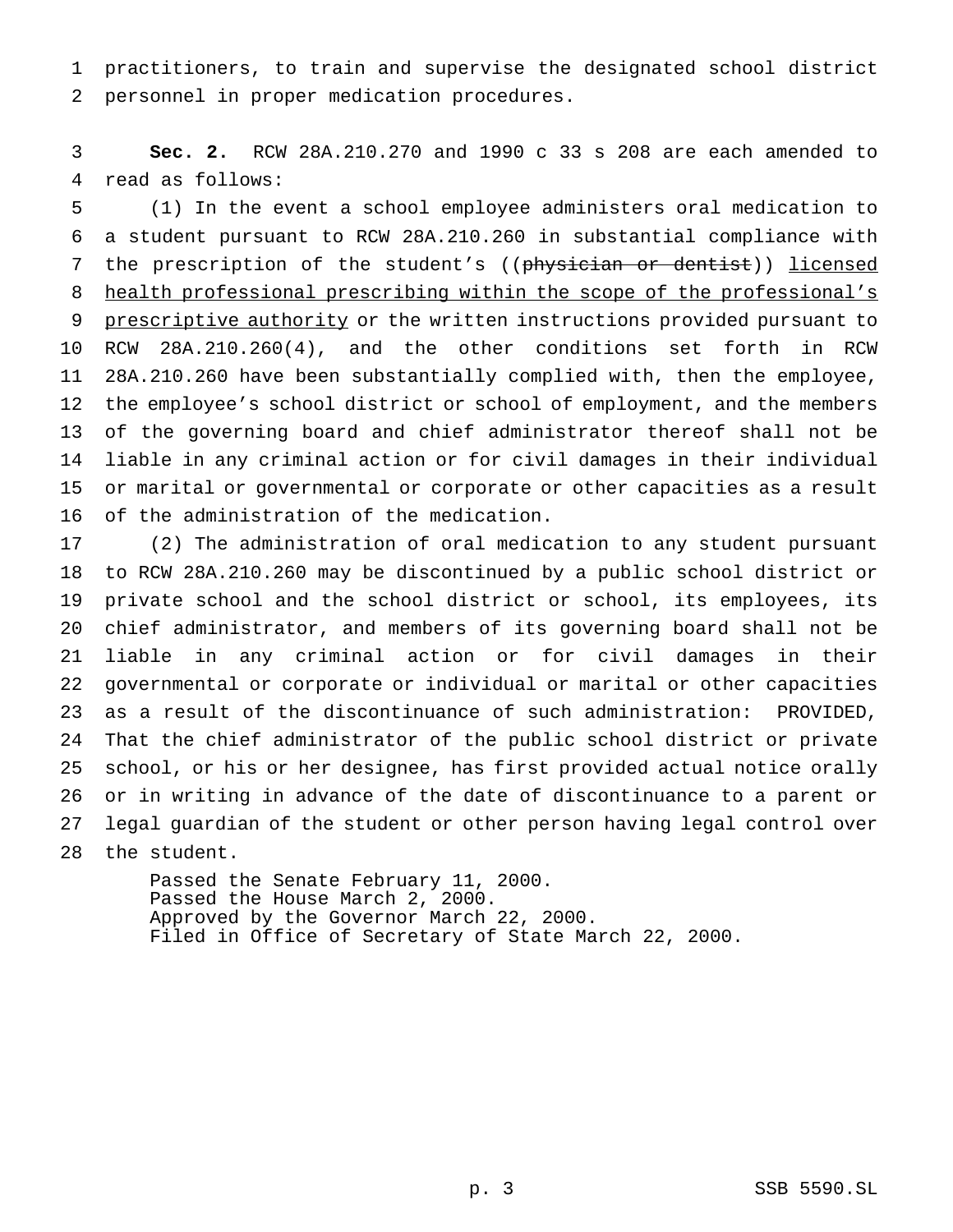practitioners, to train and supervise the designated school district personnel in proper medication procedures.

**Sec. 2.** RCW 28A.210.270 and 1990 c 33 s 208 are each amended to read as follows:

(1) In the event a school employee administers oral medication to a student pursuant to RCW 28A.210.260 in substantial compliance with the prescription of the student's ((~~physician or dentist~~)) <u>licensed health professional prescribing within the scope of the professional's prescriptive authority</u> or the written instructions provided pursuant to RCW 28A.210.260(4), and the other conditions set forth in RCW 28A.210.260 have been substantially complied with, then the employee, the employee's school district or school of employment, and the members of the governing board and chief administrator thereof shall not be liable in any criminal action or for civil damages in their individual or marital or governmental or corporate or other capacities as a result of the administration of the medication.

(2) The administration of oral medication to any student pursuant to RCW 28A.210.260 may be discontinued by a public school district or private school and the school district or school, its employees, its chief administrator, and members of its governing board shall not be liable in any criminal action or for civil damages in their governmental or corporate or individual or marital or other capacities as a result of the discontinuance of such administration: PROVIDED, That the chief administrator of the public school district or private school, or his or her designee, has first provided actual notice orally or in writing in advance of the date of discontinuance to a parent or legal guardian of the student or other person having legal control over the student.

Passed the Senate February 11, 2000.
Passed the House March 2, 2000.
Approved by the Governor March 22, 2000.
Filed in Office of Secretary of State March 22, 2000.